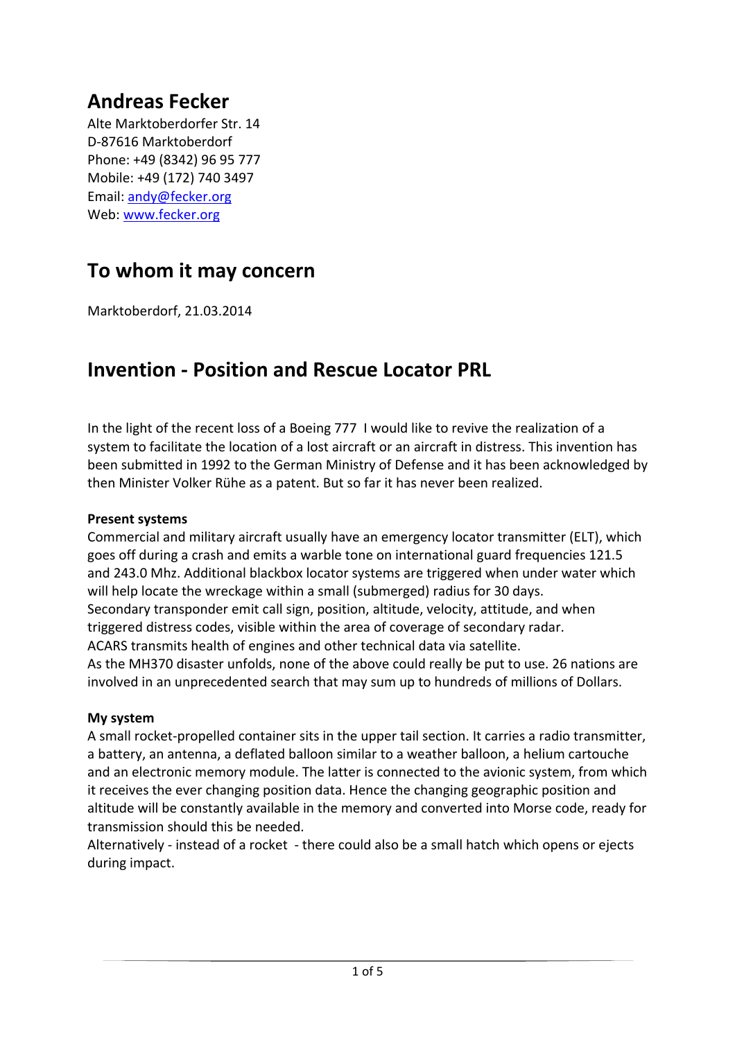# Andreas Fecker

Alte Marktoberdorfer Str. 14
D-87616 Marktoberdorf
Phone: +49 (8342) 96 95 777
Mobile: +49 (172) 740 3497
Email: andy@fecker.org
Web: www.fecker.org

## To whom it may concern

Marktoberdorf, 21.03.2014

## Invention - Position and Rescue Locator PRL

In the light of the recent loss of a Boeing 777 I would like to revive the realization of a system to facilitate the location of a lost aircraft or an aircraft in distress. This invention has been submitted in 1992 to the German Ministry of Defense and it has been acknowledged by then Minister Volker Rühe as a patent. But so far it has never been realized.

**Present systems**

Commercial and military aircraft usually have an emergency locator transmitter (ELT), which goes off during a crash and emits a warble tone on international guard frequencies 121.5 and 243.0 Mhz. Additional blackbox locator systems are triggered when under water which will help locate the wreckage within a small (submerged) radius for 30 days.
Secondary transponder emit call sign, position, altitude, velocity, attitude, and when triggered distress codes, visible within the area of coverage of secondary radar.
ACARS transmits health of engines and other technical data via satellite.
As the MH370 disaster unfolds, none of the above could really be put to use. 26 nations are involved in an unprecedented search that may sum up to hundreds of millions of Dollars.

**My system**

A small rocket-propelled container sits in the upper tail section. It carries a radio transmitter, a battery, an antenna, a deflated balloon similar to a weather balloon, a helium cartouche and an electronic memory module. The latter is connected to the avionic system, from which it receives the ever changing position data. Hence the changing geographic position and altitude will be constantly available in the memory and converted into Morse code, ready for transmission should this be needed.
Alternatively - instead of a rocket - there could also be a small hatch which opens or ejects during impact.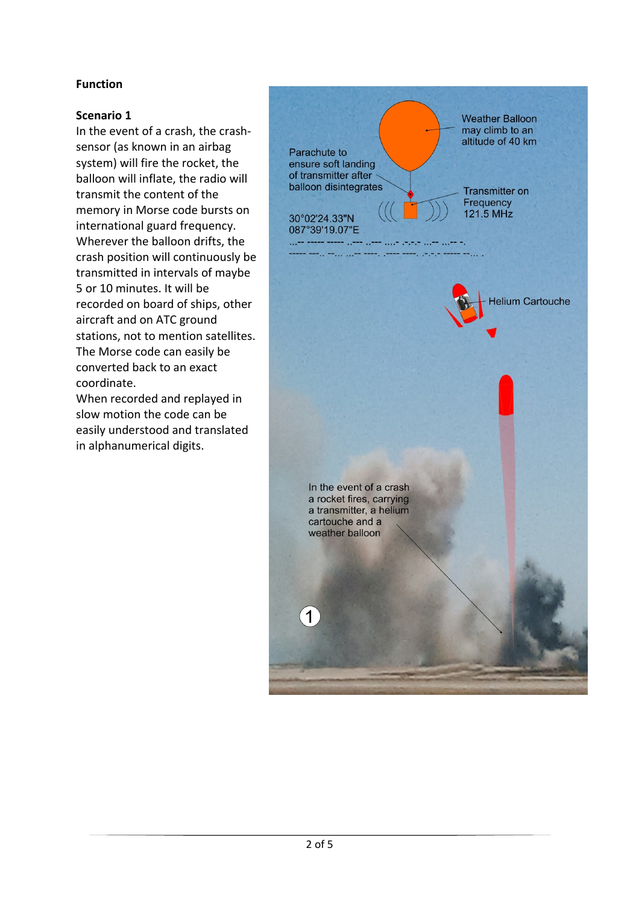**Function**

**Scenario 1**

In the event of a crash, the crash-sensor (as known in an airbag system) will fire the rocket, the balloon will inflate, the radio will transmit the content of the memory in Morse code bursts on international guard frequency. Wherever the balloon drifts, the crash position will continuously be transmitted in intervals of maybe 5 or 10 minutes. It will be recorded on board of ships, other aircraft and on ATC ground stations, not to mention satellites. The Morse code can easily be converted back to an exact coordinate.

When recorded and replayed in slow motion the code can be easily understood and translated in alphanumerical digits.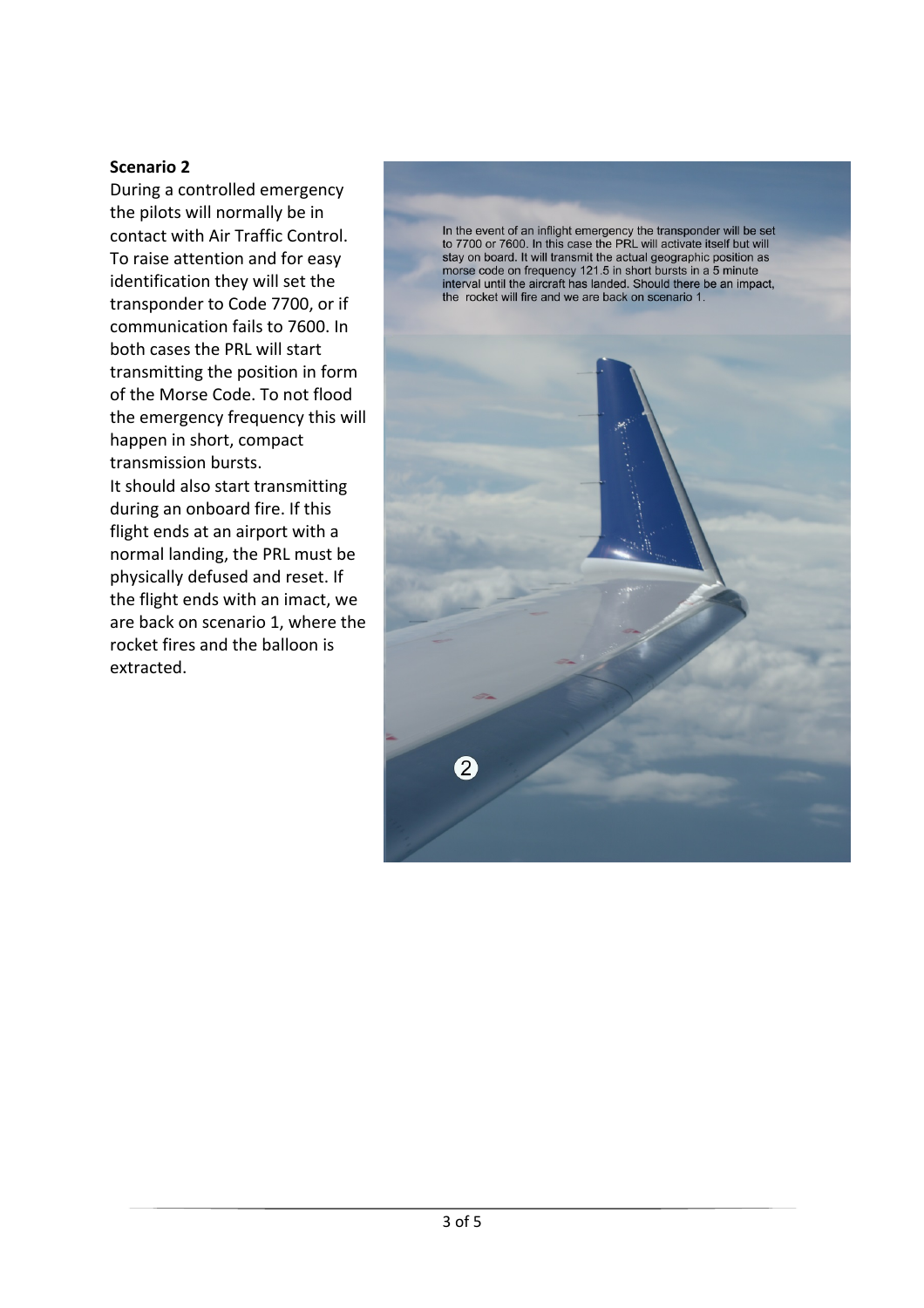**Scenario 2**

During a controlled emergency the pilots will normally be in contact with Air Traffic Control. To raise attention and for easy identification they will set the transponder to Code 7700, or if communication fails to 7600. In both cases the PRL will start transmitting the position in form of the Morse Code. To not flood the emergency frequency this will happen in short, compact transmission bursts.

It should also start transmitting during an onboard fire. If this flight ends at an airport with a normal landing, the PRL must be physically defused and reset. If the flight ends with an imact, we are back on scenario 1, where the rocket fires and the balloon is extracted.

In the event of an inflight emergency the transponder will be set to 7700 or 7600. In this case the PRL will activate itself but will stay on board. It will transmit the actual geographic position as morse code on frequency 121.5 in short bursts in a 5 minute interval until the aircraft has landed. Should there be an impact, the rocket will fire and we are back on scenario 1.

2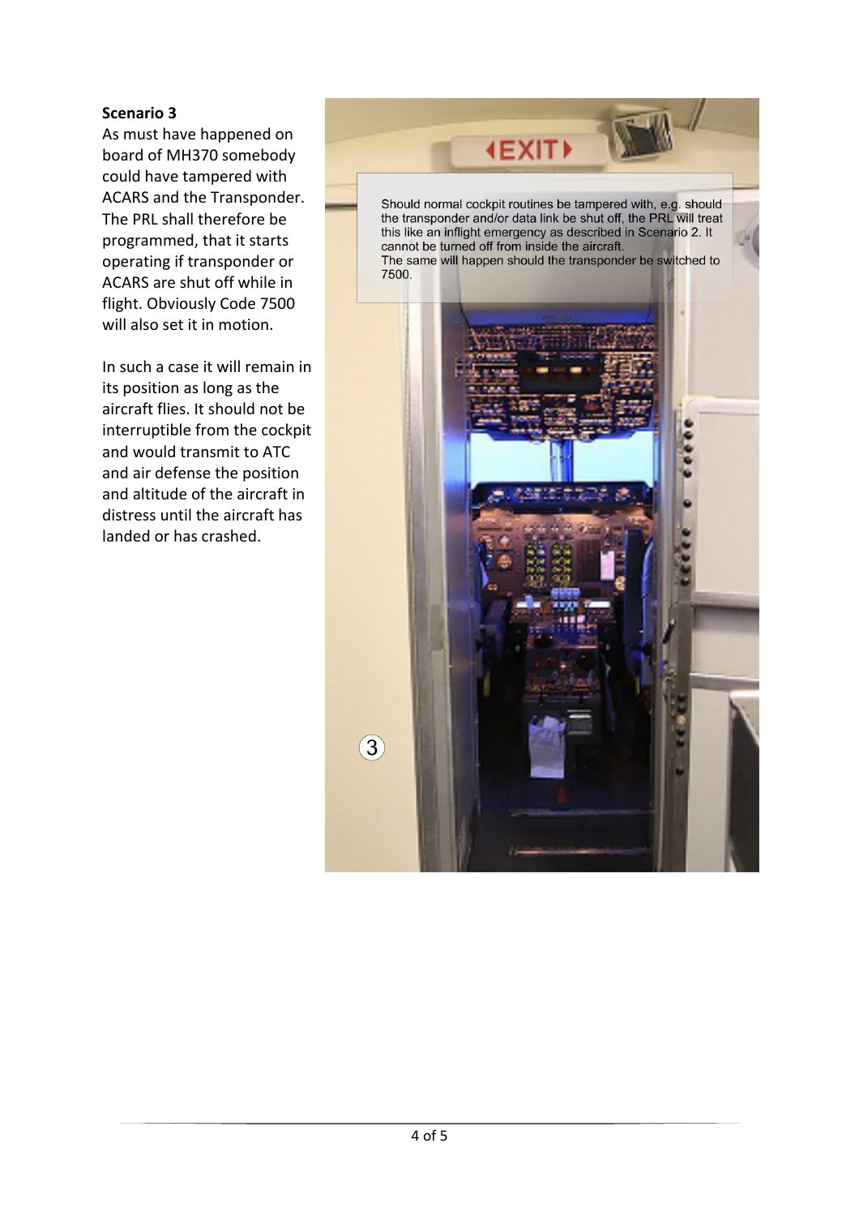**Scenario 3**

As must have happened on board of MH370 somebody could have tampered with ACARS and the Transponder. The PRL shall therefore be programmed, that it starts operating if transponder or ACARS are shut off while in flight. Obviously Code 7500 will also set it in motion.

In such a case it will remain in its position as long as the aircraft flies. It should not be interruptible from the cockpit and would transmit to ATC and air defense the position and altitude of the aircraft in distress until the aircraft has landed or has crashed.

Should normal cockpit routines be tampered with, e.g. should the transponder and/or data link be shut off, the PRL will treat this like an inflight emergency as described in Scenario 2. It cannot be turned off from inside the aircraft.
The same will happen should the transponder be switched to 7500.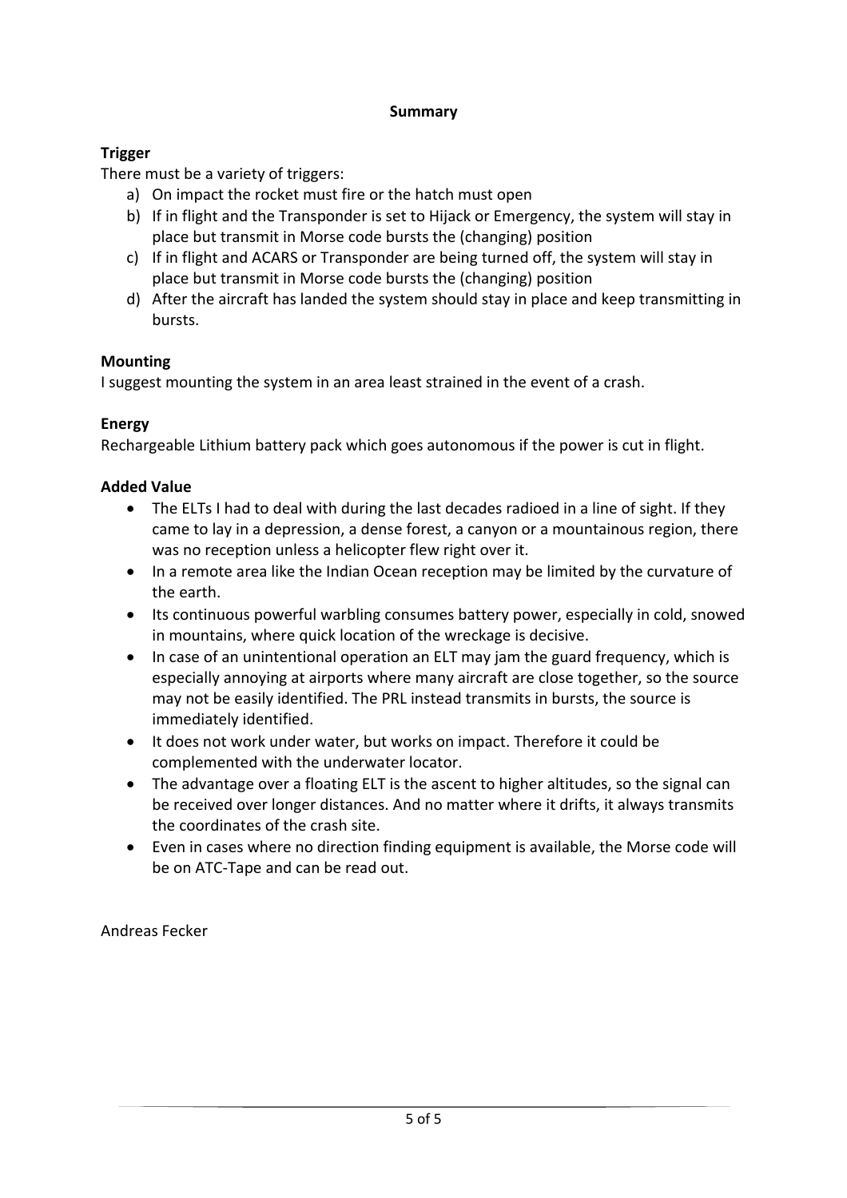## Summary

**Trigger**

There must be a variety of triggers:

a) On impact the rocket must fire or the hatch must open
b) If in flight and the Transponder is set to Hijack or Emergency, the system will stay in place but transmit in Morse code bursts the (changing) position
c) If in flight and ACARS or Transponder are being turned off, the system will stay in place but transmit in Morse code bursts the (changing) position
d) After the aircraft has landed the system should stay in place and keep transmitting in bursts.

**Mounting**

I suggest mounting the system in an area least strained in the event of a crash.

**Energy**

Rechargeable Lithium battery pack which goes autonomous if the power is cut in flight.

**Added Value**

- The ELTs I had to deal with during the last decades radioed in a line of sight. If they came to lay in a depression, a dense forest, a canyon or a mountainous region, there was no reception unless a helicopter flew right over it.
- In a remote area like the Indian Ocean reception may be limited by the curvature of the earth.
- Its continuous powerful warbling consumes battery power, especially in cold, snowed in mountains, where quick location of the wreckage is decisive.
- In case of an unintentional operation an ELT may jam the guard frequency, which is especially annoying at airports where many aircraft are close together, so the source may not be easily identified. The PRL instead transmits in bursts, the source is immediately identified.
- It does not work under water, but works on impact. Therefore it could be complemented with the underwater locator.
- The advantage over a floating ELT is the ascent to higher altitudes, so the signal can be received over longer distances. And no matter where it drifts, it always transmits the coordinates of the crash site.
- Even in cases where no direction finding equipment is available, the Morse code will be on ATC-Tape and can be read out.

Andreas Fecker